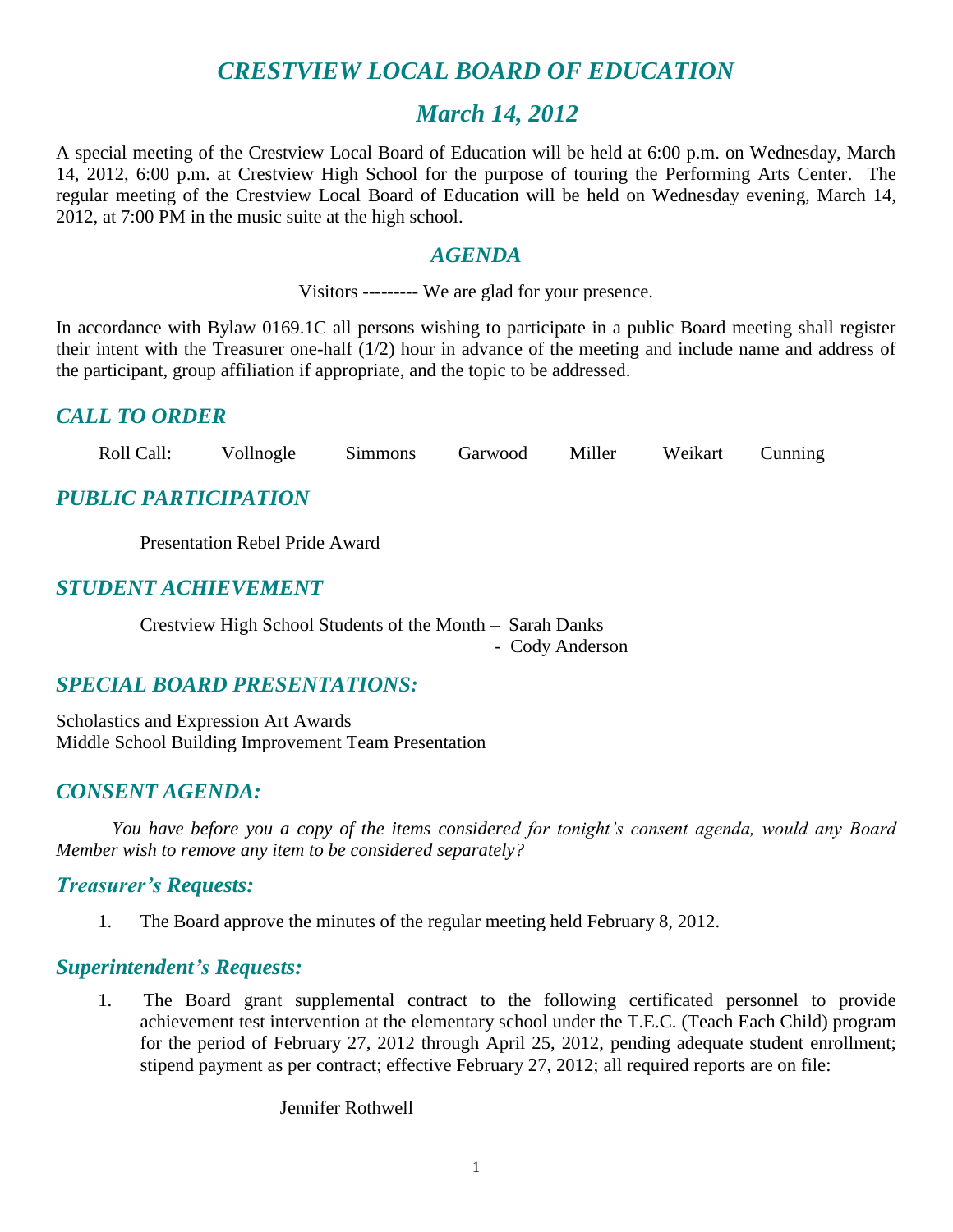# *CRESTVIEW LOCAL BOARD OF EDUCATION*

## *March 14, 2012*

A special meeting of the Crestview Local Board of Education will be held at 6:00 p.m. on Wednesday, March 14, 2012, 6:00 p.m. at Crestview High School for the purpose of touring the Performing Arts Center. The regular meeting of the Crestview Local Board of Education will be held on Wednesday evening, March 14, 2012, at 7:00 PM in the music suite at the high school.

## *AGENDA*

Visitors --------- We are glad for your presence.

In accordance with Bylaw 0169.1C all persons wishing to participate in a public Board meeting shall register their intent with the Treasurer one-half (1/2) hour in advance of the meeting and include name and address of the participant, group affiliation if appropriate, and the topic to be addressed.

## *CALL TO ORDER*

Roll Call: Vollnogle Simmons Garwood Miller Weikart Cunning

## *PUBLIC PARTICIPATION*

Presentation Rebel Pride Award

## *STUDENT ACHIEVEMENT*

Crestview High School Students of the Month – Sarah Danks
- Cody Anderson

## *SPECIAL BOARD PRESENTATIONS:*

Scholastics and Expression Art Awards
Middle School Building Improvement Team Presentation

## *CONSENT AGENDA:*

*You have before you a copy of the items considered for tonight's consent agenda, would any Board Member wish to remove any item to be considered separately?*

### *Treasurer's Requests:*

1. The Board approve the minutes of the regular meeting held February 8, 2012.

### *Superintendent's Requests:*

1. The Board grant supplemental contract to the following certificated personnel to provide achievement test intervention at the elementary school under the T.E.C. (Teach Each Child) program for the period of February 27, 2012 through April 25, 2012, pending adequate student enrollment; stipend payment as per contract; effective February 27, 2012; all required reports are on file:

   Jennifer Rothwell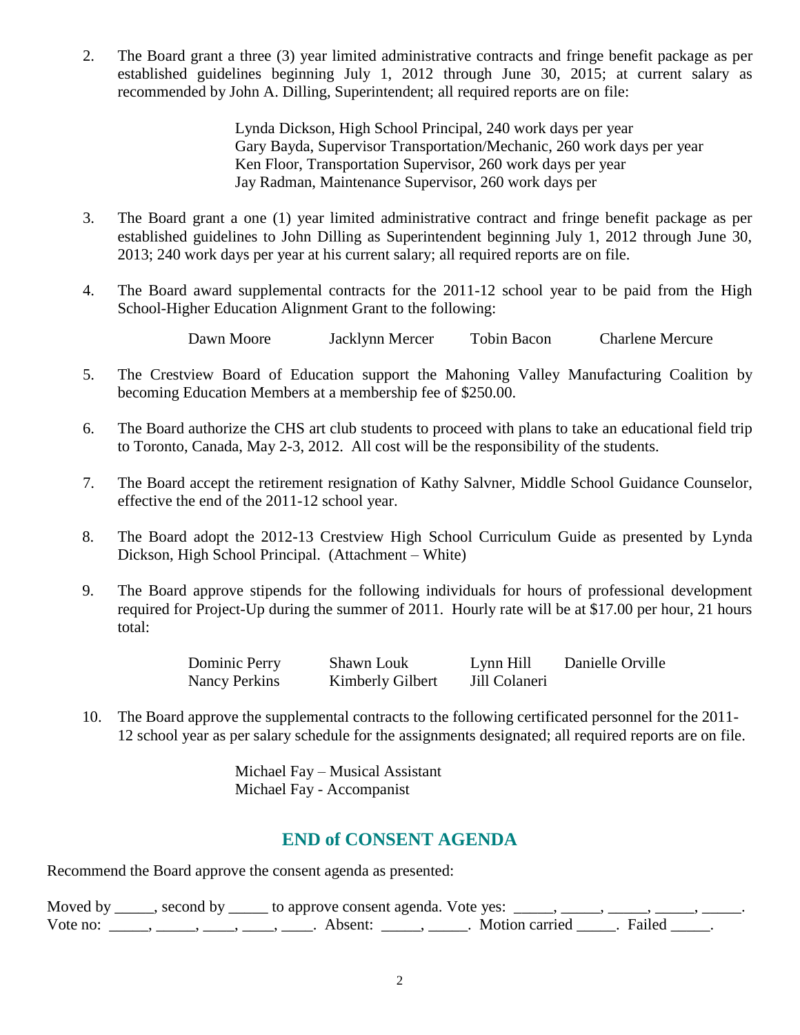2. The Board grant a three (3) year limited administrative contracts and fringe benefit package as per established guidelines beginning July 1, 2012 through June 30, 2015; at current salary as recommended by John A. Dilling, Superintendent; all required reports are on file:

   Lynda Dickson, High School Principal, 240 work days per year
   Gary Bayda, Supervisor Transportation/Mechanic, 260 work days per year
   Ken Floor, Transportation Supervisor, 260 work days per year
   Jay Radman, Maintenance Supervisor, 260 work days per

3. The Board grant a one (1) year limited administrative contract and fringe benefit package as per established guidelines to John Dilling as Superintendent beginning July 1, 2012 through June 30, 2013; 240 work days per year at his current salary; all required reports are on file.

4. The Board award supplemental contracts for the 2011-12 school year to be paid from the High School-Higher Education Alignment Grant to the following:

   Dawn Moore    Jacklynn Mercer    Tobin Bacon    Charlene Mercure

5. The Crestview Board of Education support the Mahoning Valley Manufacturing Coalition by becoming Education Members at a membership fee of $250.00.

6. The Board authorize the CHS art club students to proceed with plans to take an educational field trip to Toronto, Canada, May 2-3, 2012. All cost will be the responsibility of the students.

7. The Board accept the retirement resignation of Kathy Salvner, Middle School Guidance Counselor, effective the end of the 2011-12 school year.

8. The Board adopt the 2012-13 Crestview High School Curriculum Guide as presented by Lynda Dickson, High School Principal. (Attachment – White)

9. The Board approve stipends for the following individuals for hours of professional development required for Project-Up during the summer of 2011. Hourly rate will be at $17.00 per hour, 21 hours total:

   Dominic Perry    Shawn Louk    Lynn Hill    Danielle Orville
   Nancy Perkins    Kimberly Gilbert    Jill Colaneri

10. The Board approve the supplemental contracts to the following certificated personnel for the 2011-12 school year as per salary schedule for the assignments designated; all required reports are on file.

    Michael Fay – Musical Assistant
    Michael Fay - Accompanist

## END of CONSENT AGENDA

Recommend the Board approve the consent agenda as presented:

Moved by _____, second by _____ to approve consent agenda. Vote yes: _____, _____, _____, _____, _____.
Vote no: _____, _____, ____, ____, ____. Absent: _____, _____. Motion carried _____. Failed _____.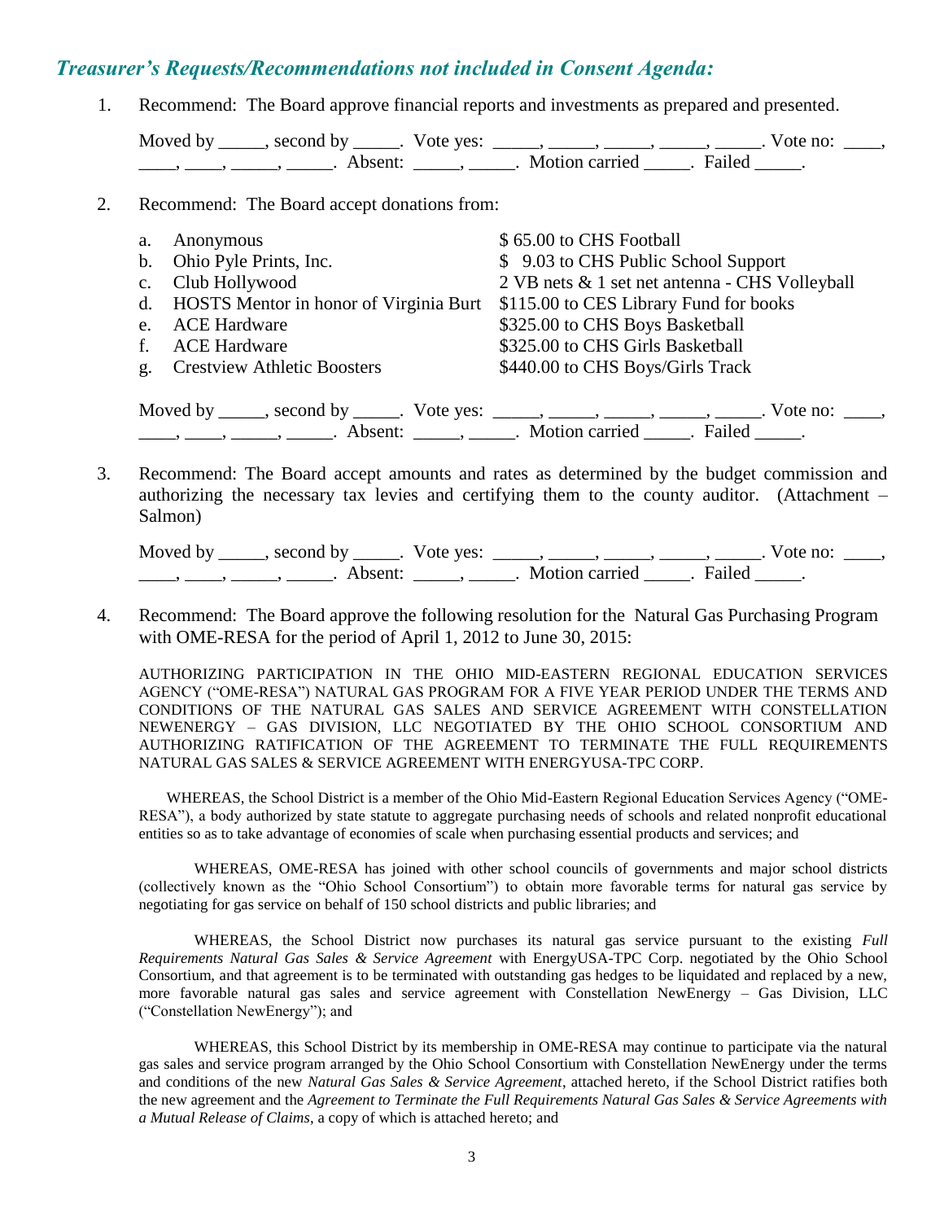## *Treasurer's Requests/Recommendations not included in Consent Agenda:*

1. Recommend: The Board approve financial reports and investments as prepared and presented.

   Moved by _____, second by _____. Vote yes: _____, _____, _____, _____, _____. Vote no: ____, ____, ____, _____, _____. Absent: _____, _____. Motion carried _____. Failed _____.

2. Recommend: The Board accept donations from:

   | | | |
   |---|---|---|
   | a. | Anonymous | $ 65.00 to CHS Football |
   | b. | Ohio Pyle Prints, Inc. | $ 9.03 to CHS Public School Support |
   | c. | Club Hollywood | 2 VB nets & 1 set net antenna - CHS Volleyball |
   | d. | HOSTS Mentor in honor of Virginia Burt | $115.00 to CES Library Fund for books |
   | e. | ACE Hardware | $325.00 to CHS Boys Basketball |
   | f. | ACE Hardware | $325.00 to CHS Girls Basketball |
   | g. | Crestview Athletic Boosters | $440.00 to CHS Boys/Girls Track |

   Moved by _____, second by _____. Vote yes: _____, _____, _____, _____, _____. Vote no: ____, ____, ____, _____, _____. Absent: _____, _____. Motion carried _____. Failed _____.

3. Recommend: The Board accept amounts and rates as determined by the budget commission and authorizing the necessary tax levies and certifying them to the county auditor. (Attachment – Salmon)

   Moved by _____, second by _____. Vote yes: _____, _____, _____, _____, _____. Vote no: ____, ____, ____, _____, _____. Absent: _____, _____. Motion carried _____. Failed _____.

4. Recommend: The Board approve the following resolution for the Natural Gas Purchasing Program with OME-RESA for the period of April 1, 2012 to June 30, 2015:

   AUTHORIZING PARTICIPATION IN THE OHIO MID-EASTERN REGIONAL EDUCATION SERVICES AGENCY ("OME-RESA") NATURAL GAS PROGRAM FOR A FIVE YEAR PERIOD UNDER THE TERMS AND CONDITIONS OF THE NATURAL GAS SALES AND SERVICE AGREEMENT WITH CONSTELLATION NEWENERGY – GAS DIVISION, LLC NEGOTIATED BY THE OHIO SCHOOL CONSORTIUM AND AUTHORIZING RATIFICATION OF THE AGREEMENT TO TERMINATE THE FULL REQUIREMENTS NATURAL GAS SALES & SERVICE AGREEMENT WITH ENERGYUSA-TPC CORP.

   WHEREAS, the School District is a member of the Ohio Mid-Eastern Regional Education Services Agency ("OME-RESA"), a body authorized by state statute to aggregate purchasing needs of schools and related nonprofit educational entities so as to take advantage of economies of scale when purchasing essential products and services; and

   WHEREAS, OME-RESA has joined with other school councils of governments and major school districts (collectively known as the "Ohio School Consortium") to obtain more favorable terms for natural gas service by negotiating for gas service on behalf of 150 school districts and public libraries; and

   WHEREAS, the School District now purchases its natural gas service pursuant to the existing *Full Requirements Natural Gas Sales & Service Agreement* with EnergyUSA-TPC Corp. negotiated by the Ohio School Consortium, and that agreement is to be terminated with outstanding gas hedges to be liquidated and replaced by a new, more favorable natural gas sales and service agreement with Constellation NewEnergy – Gas Division, LLC ("Constellation NewEnergy"); and

   WHEREAS, this School District by its membership in OME-RESA may continue to participate via the natural gas sales and service program arranged by the Ohio School Consortium with Constellation NewEnergy under the terms and conditions of the new *Natural Gas Sales & Service Agreement*, attached hereto, if the School District ratifies both the new agreement and the *Agreement to Terminate the Full Requirements Natural Gas Sales & Service Agreements with a Mutual Release of Claims*, a copy of which is attached hereto; and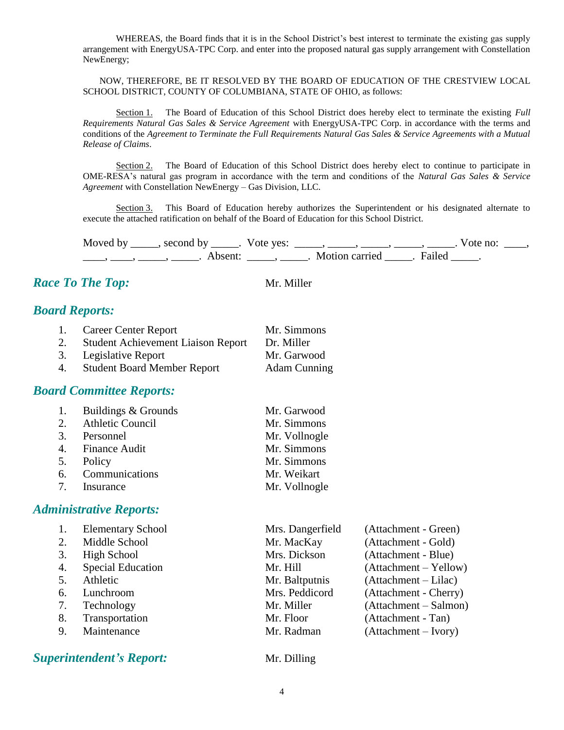WHEREAS, the Board finds that it is in the School District's best interest to terminate the existing gas supply arrangement with EnergyUSA-TPC Corp. and enter into the proposed natural gas supply arrangement with Constellation NewEnergy;

NOW, THEREFORE, BE IT RESOLVED BY THE BOARD OF EDUCATION OF THE CRESTVIEW LOCAL SCHOOL DISTRICT, COUNTY OF COLUMBIANA, STATE OF OHIO, as follows:

Section 1. The Board of Education of this School District does hereby elect to terminate the existing *Full Requirements Natural Gas Sales & Service Agreement* with EnergyUSA-TPC Corp. in accordance with the terms and conditions of the *Agreement to Terminate the Full Requirements Natural Gas Sales & Service Agreements with a Mutual Release of Claims*.

Section 2. The Board of Education of this School District does hereby elect to continue to participate in OME-RESA's natural gas program in accordance with the term and conditions of the *Natural Gas Sales & Service Agreement* with Constellation NewEnergy – Gas Division, LLC.

Section 3. This Board of Education hereby authorizes the Superintendent or his designated alternate to execute the attached ratification on behalf of the Board of Education for this School District.

Moved by _____, second by _____. Vote yes: _____, _____, _____, _____, _____. Vote no: ____, ____, ____, _____, _____. Absent: _____, _____. Motion carried _____. Failed _____.

## *Race To The Top:* Mr. Miller

## *Board Reports:*

1. Career Center Report — Mr. Simmons
2. Student Achievement Liaison Report — Dr. Miller
3. Legislative Report — Mr. Garwood
4. Student Board Member Report — Adam Cunning

## *Board Committee Reports:*

1. Buildings & Grounds — Mr. Garwood
2. Athletic Council — Mr. Simmons
3. Personnel — Mr. Vollnogle
4. Finance Audit — Mr. Simmons
5. Policy — Mr. Simmons
6. Communications — Mr. Weikart
7. Insurance — Mr. Vollnogle

## *Administrative Reports:*

1. Elementary School — Mrs. Dangerfield (Attachment - Green)
2. Middle School — Mr. MacKay (Attachment - Gold)
3. High School — Mrs. Dickson (Attachment - Blue)
4. Special Education — Mr. Hill (Attachment – Yellow)
5. Athletic — Mr. Baltputnis (Attachment – Lilac)
6. Lunchroom — Mrs. Peddicord (Attachment - Cherry)
7. Technology — Mr. Miller (Attachment – Salmon)
8. Transportation — Mr. Floor (Attachment - Tan)
9. Maintenance — Mr. Radman (Attachment – Ivory)

## *Superintendent's Report:* Mr. Dilling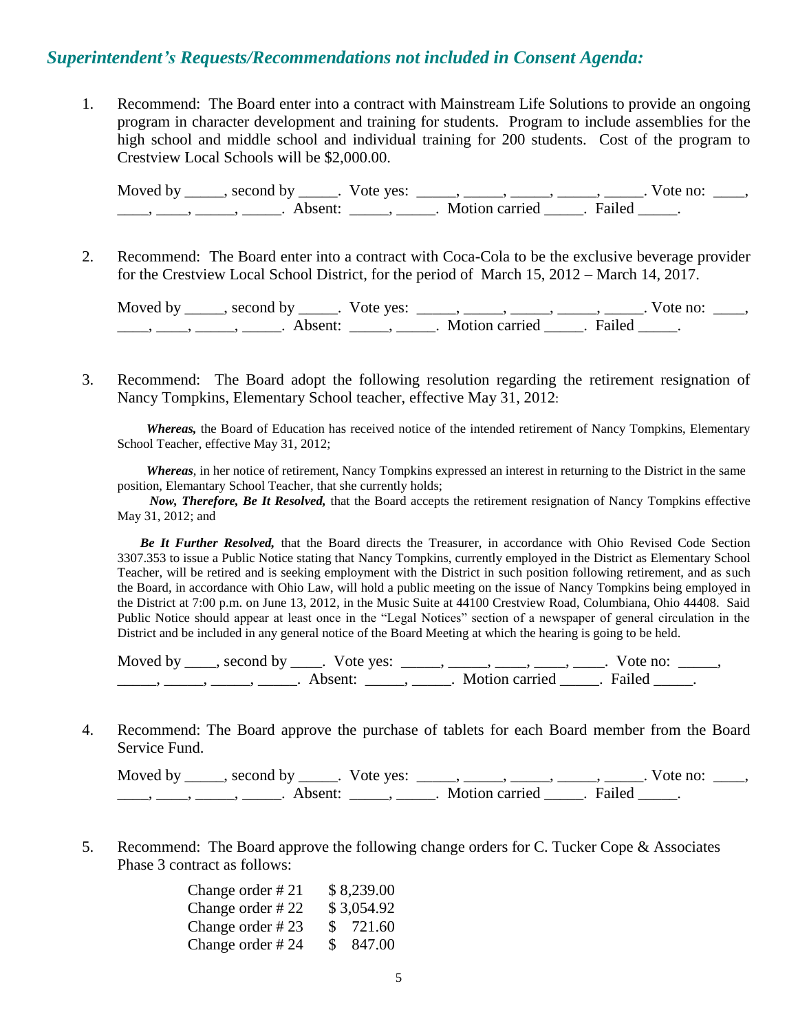## *Superintendent's Requests/Recommendations not included in Consent Agenda:*

1. Recommend: The Board enter into a contract with Mainstream Life Solutions to provide an ongoing program in character development and training for students. Program to include assemblies for the high school and middle school and individual training for 200 students. Cost of the program to Crestview Local Schools will be $2,000.00.

   Moved by _____, second by _____. Vote yes: _____, _____, _____, _____, _____. Vote no: ____, ____, ____, _____, _____. Absent: _____, _____. Motion carried _____. Failed _____.

2. Recommend: The Board enter into a contract with Coca-Cola to be the exclusive beverage provider for the Crestview Local School District, for the period of March 15, 2012 – March 14, 2017.

   Moved by _____, second by _____. Vote yes: _____, _____, _____, _____, _____. Vote no: ____, ____, ____, _____, _____. Absent: _____, _____. Motion carried _____. Failed _____.

3. Recommend: The Board adopt the following resolution regarding the retirement resignation of Nancy Tompkins, Elementary School teacher, effective May 31, 2012:

   ***Whereas,*** the Board of Education has received notice of the intended retirement of Nancy Tompkins, Elementary School Teacher, effective May 31, 2012;

   ***Whereas***, in her notice of retirement, Nancy Tompkins expressed an interest in returning to the District in the same position, Elemantary School Teacher, that she currently holds;

   ***Now, Therefore, Be It Resolved,*** that the Board accepts the retirement resignation of Nancy Tompkins effective May 31, 2012; and

   ***Be It Further Resolved,*** that the Board directs the Treasurer, in accordance with Ohio Revised Code Section 3307.353 to issue a Public Notice stating that Nancy Tompkins, currently employed in the District as Elementary School Teacher, will be retired and is seeking employment with the District in such position following retirement, and as such the Board, in accordance with Ohio Law, will hold a public meeting on the issue of Nancy Tompkins being employed in the District at 7:00 p.m. on June 13, 2012, in the Music Suite at 44100 Crestview Road, Columbiana, Ohio 44408. Said Public Notice should appear at least once in the "Legal Notices" section of a newspaper of general circulation in the District and be included in any general notice of the Board Meeting at which the hearing is going to be held.

   Moved by ____, second by ____. Vote yes: _____, _____, ____, ____, ____. Vote no: _____, _____, _____, _____, _____. Absent: _____, _____. Motion carried _____. Failed _____.

4. Recommend: The Board approve the purchase of tablets for each Board member from the Board Service Fund.

   Moved by _____, second by _____. Vote yes: _____, _____, _____, _____, _____. Vote no: ____, ____, ____, _____, _____. Absent: _____, _____. Motion carried _____. Failed _____.

5. Recommend: The Board approve the following change orders for C. Tucker Cope & Associates Phase 3 contract as follows:

   | | |
   |---|---|
   | Change order # 21 | $ 8,239.00 |
   | Change order # 22 | $ 3,054.92 |
   | Change order # 23 | $ 721.60 |
   | Change order # 24 | $ 847.00 |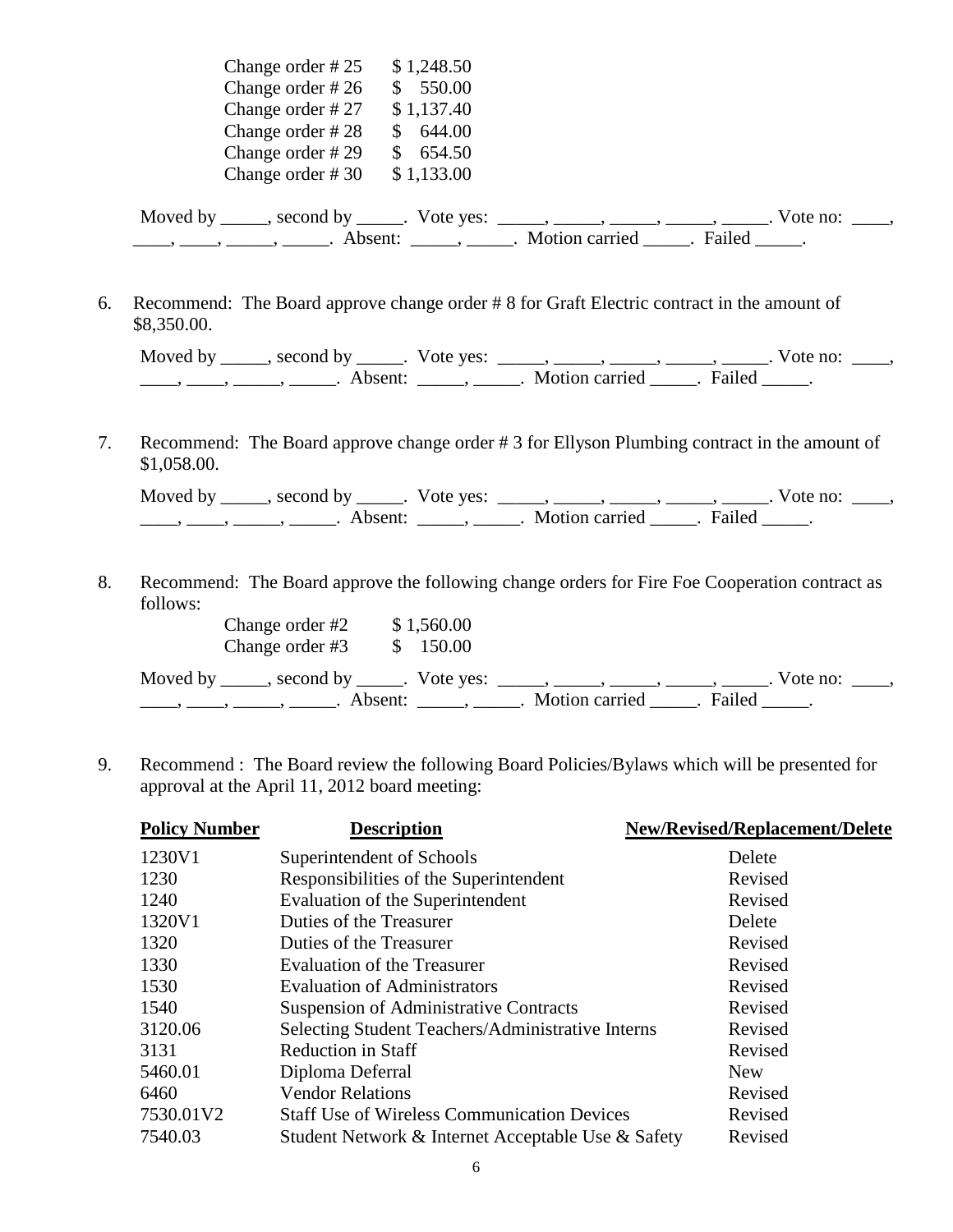| | |
|---|---|
| Change order # 25 | $ 1,248.50 |
| Change order # 26 | $ 550.00 |
| Change order # 27 | $ 1,137.40 |
| Change order # 28 | $ 644.00 |
| Change order # 29 | $ 654.50 |
| Change order # 30 | $ 1,133.00 |

Moved by _____, second by _____. Vote yes: _____, _____, _____, _____, _____. Vote no: ____, ____, ____, _____, _____. Absent: _____, _____. Motion carried _____. Failed _____.

6. Recommend: The Board approve change order # 8 for Graft Electric contract in the amount of $8,350.00.

   Moved by _____, second by _____. Vote yes: _____, _____, _____, _____, _____. Vote no: ____, ____, ____, _____, _____. Absent: _____, _____. Motion carried _____. Failed _____.

7. Recommend: The Board approve change order # 3 for Ellyson Plumbing contract in the amount of $1,058.00.

   Moved by _____, second by _____. Vote yes: _____, _____, _____, _____, _____. Vote no: ____, ____, ____, _____, _____. Absent: _____, _____. Motion carried _____. Failed _____.

8. Recommend: The Board approve the following change orders for Fire Foe Cooperation contract as follows:

   | | |
   |---|---|
   | Change order #2 | $ 1,560.00 |
   | Change order #3 | $ 150.00 |

   Moved by _____, second by _____. Vote yes: _____, _____, _____, _____, _____. Vote no: ____, ____, ____, _____, _____. Absent: _____, _____. Motion carried _____. Failed _____.

9. Recommend : The Board review the following Board Policies/Bylaws which will be presented for approval at the April 11, 2012 board meeting:

| Policy Number | Description | New/Revised/Replacement/Delete |
|---|---|---|
| 1230V1 | Superintendent of Schools | Delete |
| 1230 | Responsibilities of the Superintendent | Revised |
| 1240 | Evaluation of the Superintendent | Revised |
| 1320V1 | Duties of the Treasurer | Delete |
| 1320 | Duties of the Treasurer | Revised |
| 1330 | Evaluation of the Treasurer | Revised |
| 1530 | Evaluation of Administrators | Revised |
| 1540 | Suspension of Administrative Contracts | Revised |
| 3120.06 | Selecting Student Teachers/Administrative Interns | Revised |
| 3131 | Reduction in Staff | Revised |
| 5460.01 | Diploma Deferral | New |
| 6460 | Vendor Relations | Revised |
| 7530.01V2 | Staff Use of Wireless Communication Devices | Revised |
| 7540.03 | Student Network & Internet Acceptable Use & Safety | Revised |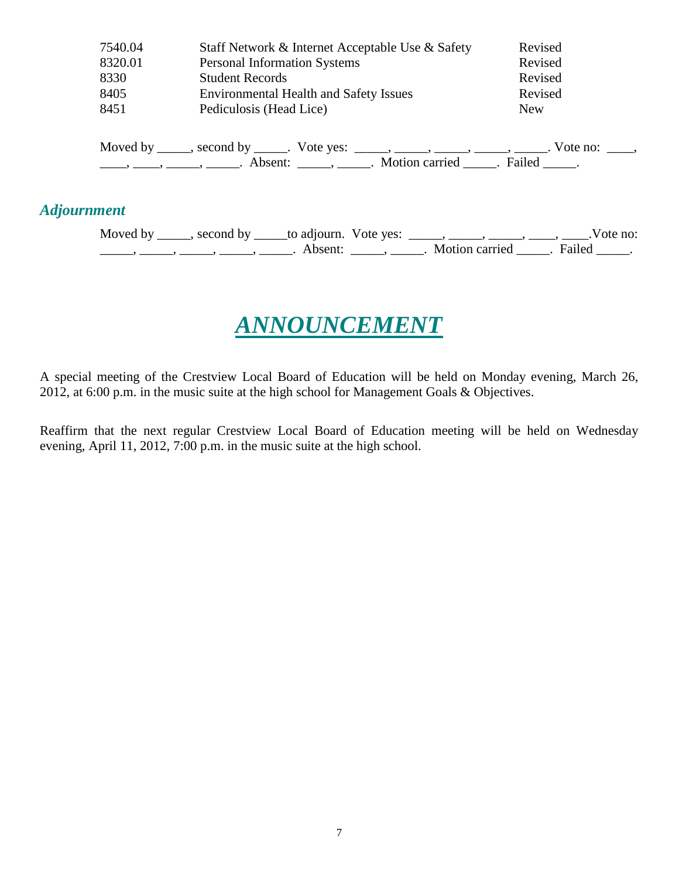| | | |
|---|---|---|
| 7540.04 | Staff Network & Internet Acceptable Use & Safety | Revised |
| 8320.01 | Personal Information Systems | Revised |
| 8330 | Student Records | Revised |
| 8405 | Environmental Health and Safety Issues | Revised |
| 8451 | Pediculosis (Head Lice) | New |

Moved by _____, second by _____. Vote yes: _____, _____, _____, _____, _____. Vote no: ____, ____, ____, _____, _____. Absent: _____, _____. Motion carried _____. Failed _____.

### *Adjournment*

Moved by _____, second by _____to adjourn. Vote yes: _____, _____, _____, ____, ____.Vote no: _____, _____, _____, _____, _____. Absent: _____, _____. Motion carried _____. Failed _____.

# ***ANNOUNCEMENT***

A special meeting of the Crestview Local Board of Education will be held on Monday evening, March 26, 2012, at 6:00 p.m. in the music suite at the high school for Management Goals & Objectives.

Reaffirm that the next regular Crestview Local Board of Education meeting will be held on Wednesday evening, April 11, 2012, 7:00 p.m. in the music suite at the high school.